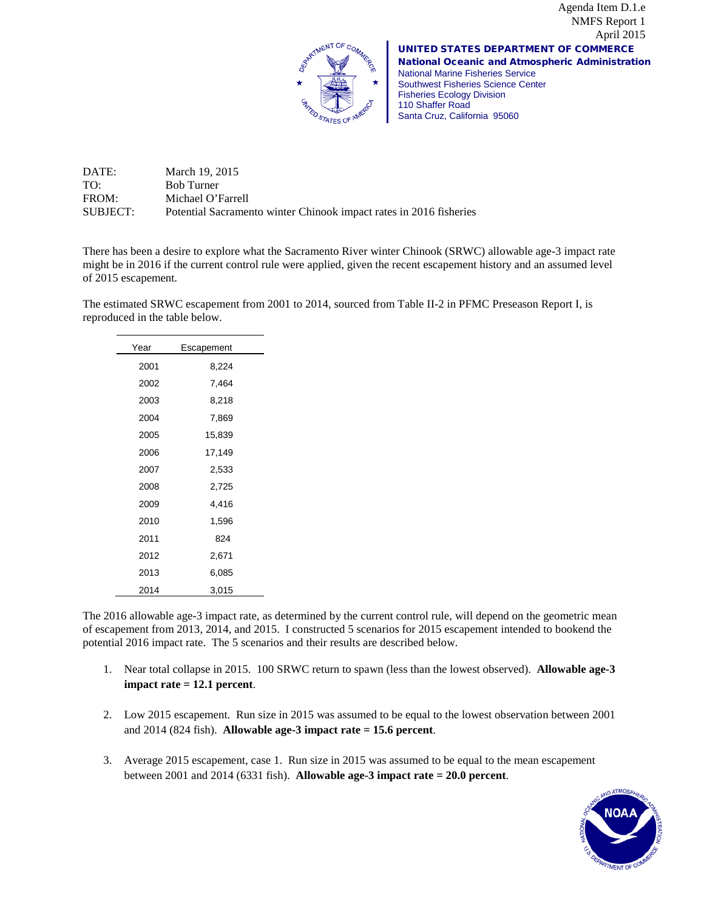Agenda Item D.1.e
NMFS Report 1
April 2015

**UNITED STATES DEPARTMENT OF COMMERCE**
**National Oceanic and Atmospheric Administration**
National Marine Fisheries Service
Southwest Fisheries Science Center
Fisheries Ecology Division
110 Shaffer Road
Santa Cruz, California 95060

DATE: March 19, 2015
TO: Bob Turner
FROM: Michael O'Farrell
SUBJECT: Potential Sacramento winter Chinook impact rates in 2016 fisheries

There has been a desire to explore what the Sacramento River winter Chinook (SRWC) allowable age-3 impact rate might be in 2016 if the current control rule were applied, given the recent escapement history and an assumed level of 2015 escapement.

The estimated SRWC escapement from 2001 to 2014, sourced from Table II-2 in PFMC Preseason Report I, is reproduced in the table below.

| Year | Escapement |
|---|---|
| 2001 | 8,224 |
| 2002 | 7,464 |
| 2003 | 8,218 |
| 2004 | 7,869 |
| 2005 | 15,839 |
| 2006 | 17,149 |
| 2007 | 2,533 |
| 2008 | 2,725 |
| 2009 | 4,416 |
| 2010 | 1,596 |
| 2011 | 824 |
| 2012 | 2,671 |
| 2013 | 6,085 |
| 2014 | 3,015 |

The 2016 allowable age-3 impact rate, as determined by the current control rule, will depend on the geometric mean of escapement from 2013, 2014, and 2015. I constructed 5 scenarios for 2015 escapement intended to bookend the potential 2016 impact rate. The 5 scenarios and their results are described below.

1. Near total collapse in 2015. 100 SRWC return to spawn (less than the lowest observed). **Allowable age-3 impact rate = 12.1 percent**.

2. Low 2015 escapement. Run size in 2015 was assumed to be equal to the lowest observation between 2001 and 2014 (824 fish). **Allowable age-3 impact rate = 15.6 percent**.

3. Average 2015 escapement, case 1. Run size in 2015 was assumed to be equal to the mean escapement between 2001 and 2014 (6331 fish). **Allowable age-3 impact rate = 20.0 percent**.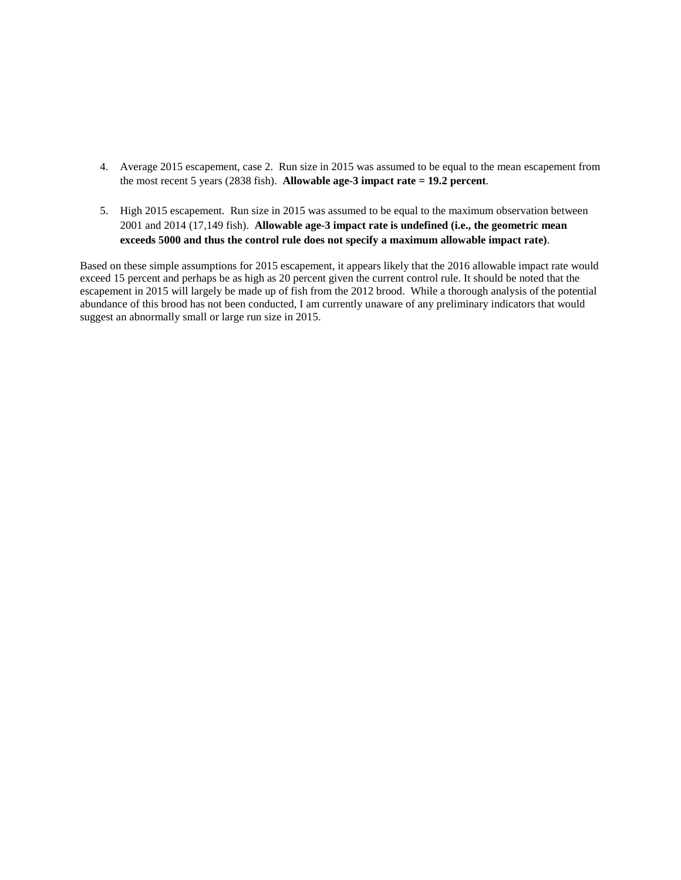4. Average 2015 escapement, case 2. Run size in 2015 was assumed to be equal to the mean escapement from the most recent 5 years (2838 fish). **Allowable age-3 impact rate = 19.2 percent**.

5. High 2015 escapement. Run size in 2015 was assumed to be equal to the maximum observation between 2001 and 2014 (17,149 fish). **Allowable age-3 impact rate is undefined (i.e., the geometric mean exceeds 5000 and thus the control rule does not specify a maximum allowable impact rate)**.

Based on these simple assumptions for 2015 escapement, it appears likely that the 2016 allowable impact rate would exceed 15 percent and perhaps be as high as 20 percent given the current control rule. It should be noted that the escapement in 2015 will largely be made up of fish from the 2012 brood. While a thorough analysis of the potential abundance of this brood has not been conducted, I am currently unaware of any preliminary indicators that would suggest an abnormally small or large run size in 2015.